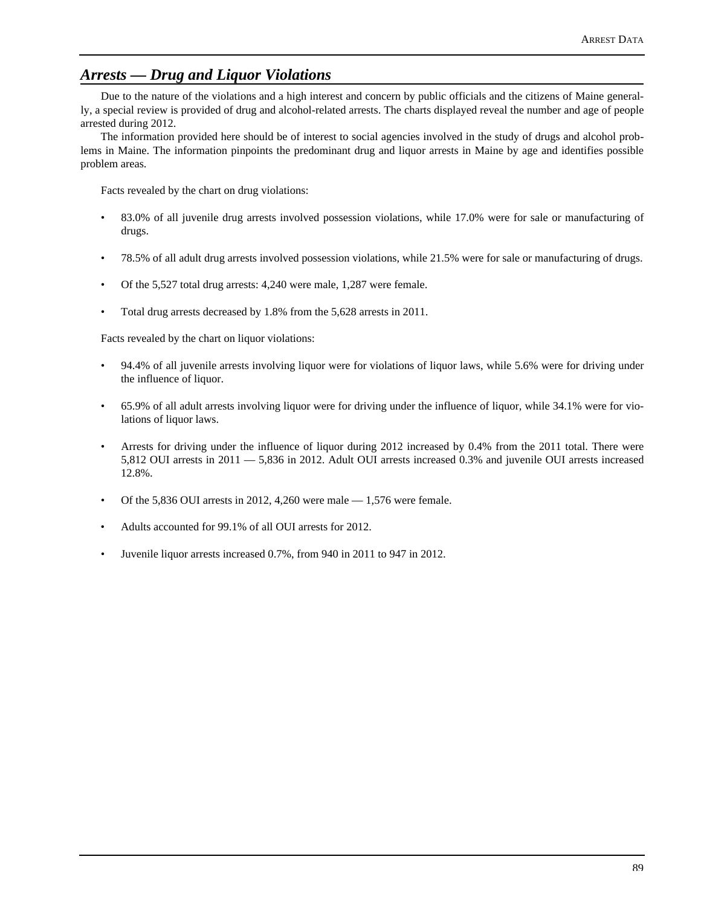## *Arrests — Drug and Liquor Violations*

Due to the nature of the violations and a high interest and concern by public officials and the citizens of Maine generally, a special review is provided of drug and alcohol-related arrests. The charts displayed reveal the number and age of people arrested during 2012.

The information provided here should be of interest to social agencies involved in the study of drugs and alcohol problems in Maine. The information pinpoints the predominant drug and liquor arrests in Maine by age and identifies possible problem areas.

Facts revealed by the chart on drug violations:

- 83.0% of all juvenile drug arrests involved possession violations, while 17.0% were for sale or manufacturing of drugs.
- 78.5% of all adult drug arrests involved possession violations, while 21.5% were for sale or manufacturing of drugs.
- Of the 5,527 total drug arrests: 4,240 were male, 1,287 were female.
- Total drug arrests decreased by 1.8% from the 5,628 arrests in 2011.

Facts revealed by the chart on liquor violations:

- 94.4% of all juvenile arrests involving liquor were for violations of liquor laws, while 5.6% were for driving under the influence of liquor.
- 65.9% of all adult arrests involving liquor were for driving under the influence of liquor, while 34.1% were for violations of liquor laws.
- Arrests for driving under the influence of liquor during 2012 increased by 0.4% from the 2011 total. There were 5,812 OUI arrests in 2011 — 5,836 in 2012. Adult OUI arrests increased 0.3% and juvenile OUI arrests increased 12.8%.
- Of the 5,836 OUI arrests in 2012, 4,260 were male — 1,576 were female.
- Adults accounted for 99.1% of all OUI arrests for 2012.
- Juvenile liquor arrests increased 0.7%, from 940 in 2011 to 947 in 2012.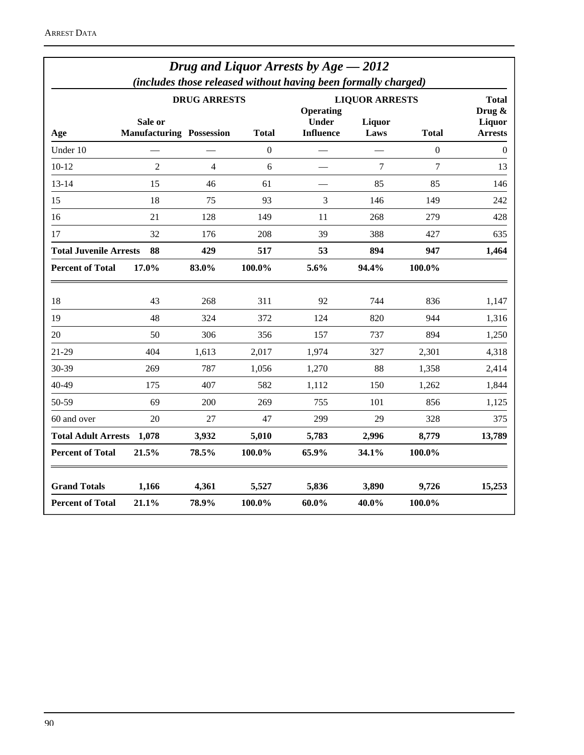## *Drug and Liquor Arrests by Age — 2012*

*(includes those released without having been formally charged)*

| Age | DRUG ARRESTS | | | LIQUOR ARRESTS | | | Total Drug & Liquor Arrests |
|---|---|---|---|---|---|---|---|
| | Sale or Manufacturing | Possession | Total | Operating Under Influence | Liquor Laws | Total | |
| Under 10 | — | — | 0 | — | — | 0 | 0 |
| 10-12 | 2 | 4 | 6 | — | 7 | 7 | 13 |
| 13-14 | 15 | 46 | 61 | — | 85 | 85 | 146 |
| 15 | 18 | 75 | 93 | 3 | 146 | 149 | 242 |
| 16 | 21 | 128 | 149 | 11 | 268 | 279 | 428 |
| 17 | 32 | 176 | 208 | 39 | 388 | 427 | 635 |
| **Total Juvenile Arrests** | **88** | **429** | **517** | **53** | **894** | **947** | **1,464** |
| **Percent of Total** | **17.0%** | **83.0%** | **100.0%** | **5.6%** | **94.4%** | **100.0%** | |
| 18 | 43 | 268 | 311 | 92 | 744 | 836 | 1,147 |
| 19 | 48 | 324 | 372 | 124 | 820 | 944 | 1,316 |
| 20 | 50 | 306 | 356 | 157 | 737 | 894 | 1,250 |
| 21-29 | 404 | 1,613 | 2,017 | 1,974 | 327 | 2,301 | 4,318 |
| 30-39 | 269 | 787 | 1,056 | 1,270 | 88 | 1,358 | 2,414 |
| 40-49 | 175 | 407 | 582 | 1,112 | 150 | 1,262 | 1,844 |
| 50-59 | 69 | 200 | 269 | 755 | 101 | 856 | 1,125 |
| 60 and over | 20 | 27 | 47 | 299 | 29 | 328 | 375 |
| **Total Adult Arrests** | **1,078** | **3,932** | **5,010** | **5,783** | **2,996** | **8,779** | **13,789** |
| **Percent of Total** | **21.5%** | **78.5%** | **100.0%** | **65.9%** | **34.1%** | **100.0%** | |
| **Grand Totals** | **1,166** | **4,361** | **5,527** | **5,836** | **3,890** | **9,726** | **15,253** |
| **Percent of Total** | **21.1%** | **78.9%** | **100.0%** | **60.0%** | **40.0%** | **100.0%** | |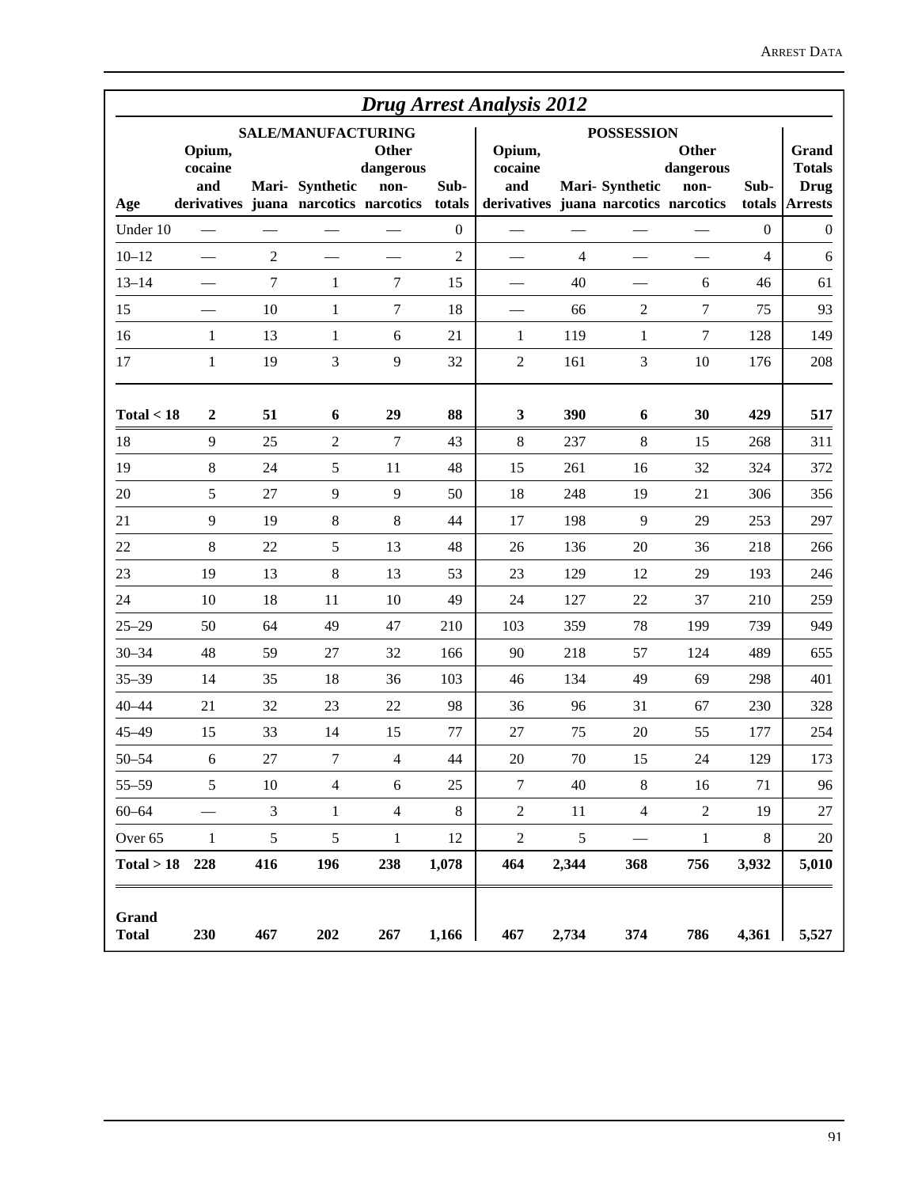## *Drug Arrest Analysis 2012*

| | SALE/MANUFACTURING | | | | | POSSESSION | | | | | |
|---|---|---|---|---|---|---|---|---|---|---|---|
| Age | Opium, cocaine and derivatives | Mari-juana | Synthetic narcotics | Other dangerous non-narcotics | Sub-totals | Opium, cocaine and derivatives | Mari-juana | Synthetic narcotics | Other dangerous non-narcotics | Sub-totals | Grand Totals Drug Arrests |
| Under 10 | — | — | — | — | 0 | — | — | — | — | 0 | 0 |
| 10–12 | — | 2 | — | — | 2 | — | 4 | — | — | 4 | 6 |
| 13–14 | — | 7 | 1 | 7 | 15 | — | 40 | — | 6 | 46 | 61 |
| 15 | — | 10 | 1 | 7 | 18 | — | 66 | 2 | 7 | 75 | 93 |
| 16 | 1 | 13 | 1 | 6 | 21 | 1 | 119 | 1 | 7 | 128 | 149 |
| 17 | 1 | 19 | 3 | 9 | 32 | 2 | 161 | 3 | 10 | 176 | 208 |
| **Total < 18** | **2** | **51** | **6** | **29** | **88** | **3** | **390** | **6** | **30** | **429** | **517** |
| 18 | 9 | 25 | 2 | 7 | 43 | 8 | 237 | 8 | 15 | 268 | 311 |
| 19 | 8 | 24 | 5 | 11 | 48 | 15 | 261 | 16 | 32 | 324 | 372 |
| 20 | 5 | 27 | 9 | 9 | 50 | 18 | 248 | 19 | 21 | 306 | 356 |
| 21 | 9 | 19 | 8 | 8 | 44 | 17 | 198 | 9 | 29 | 253 | 297 |
| 22 | 8 | 22 | 5 | 13 | 48 | 26 | 136 | 20 | 36 | 218 | 266 |
| 23 | 19 | 13 | 8 | 13 | 53 | 23 | 129 | 12 | 29 | 193 | 246 |
| 24 | 10 | 18 | 11 | 10 | 49 | 24 | 127 | 22 | 37 | 210 | 259 |
| 25–29 | 50 | 64 | 49 | 47 | 210 | 103 | 359 | 78 | 199 | 739 | 949 |
| 30–34 | 48 | 59 | 27 | 32 | 166 | 90 | 218 | 57 | 124 | 489 | 655 |
| 35–39 | 14 | 35 | 18 | 36 | 103 | 46 | 134 | 49 | 69 | 298 | 401 |
| 40–44 | 21 | 32 | 23 | 22 | 98 | 36 | 96 | 31 | 67 | 230 | 328 |
| 45–49 | 15 | 33 | 14 | 15 | 77 | 27 | 75 | 20 | 55 | 177 | 254 |
| 50–54 | 6 | 27 | 7 | 4 | 44 | 20 | 70 | 15 | 24 | 129 | 173 |
| 55–59 | 5 | 10 | 4 | 6 | 25 | 7 | 40 | 8 | 16 | 71 | 96 |
| 60–64 | — | 3 | 1 | 4 | 8 | 2 | 11 | 4 | 2 | 19 | 27 |
| Over 65 | 1 | 5 | 5 | 1 | 12 | 2 | 5 | — | 1 | 8 | 20 |
| **Total > 18** | **228** | **416** | **196** | **238** | **1,078** | **464** | **2,344** | **368** | **756** | **3,932** | **5,010** |
| **Grand Total** | **230** | **467** | **202** | **267** | **1,166** | **467** | **2,734** | **374** | **786** | **4,361** | **5,527** |